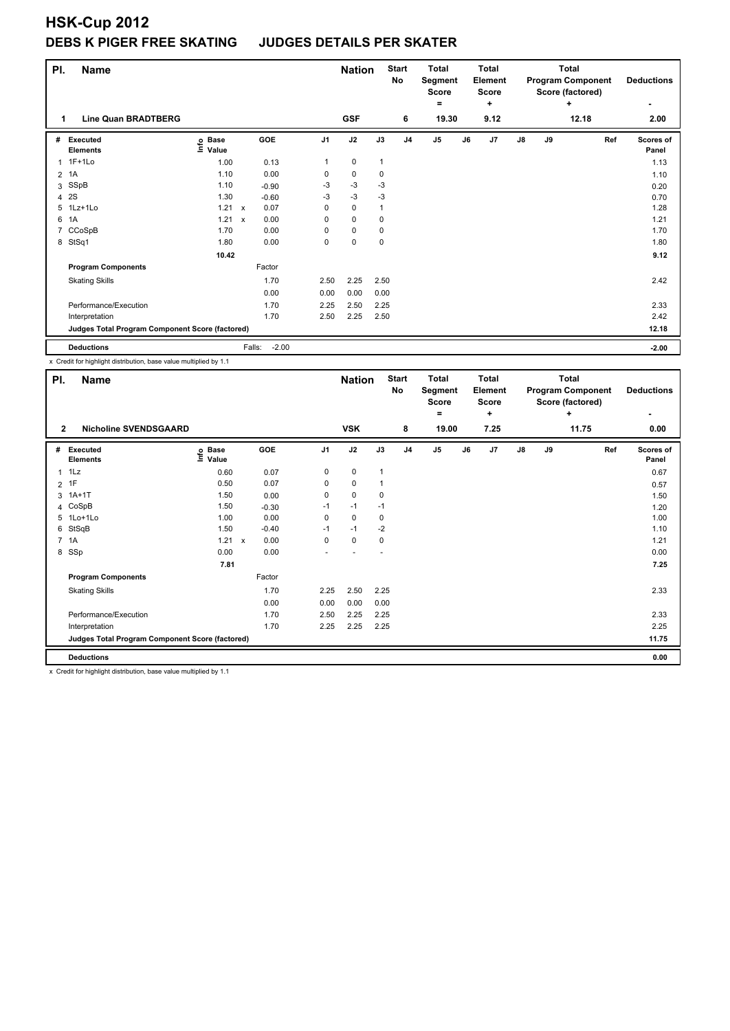# HSK-Cup 2012

## DEBS K PIGER FREE SKATING JUDGES DETAILS PER SKATER

| Pl. | Name | Nation | Start No | Total Segment Score = | Total Element Score + | Total Program Component Score (factored) + | Deductions - |
|---|---|---|---|---|---|---|---|
| 1 | Line Quan BRADTBERG | GSF | 6 | 19.30 | 9.12 | 12.18 | 2.00 |

| # | Executed Elements | Info | Base Value | | GOE | J1 | J2 | J3 | J4 | J5 | J6 | J7 | J8 | J9 | Ref | Scores of Panel |
|---|---|---|---|---|---|---|---|---|---|---|---|---|---|---|---|---|
| 1 | 1F+1Lo | | 1.00 | | 0.13 | 1 | 0 | 1 | | | | | | | | 1.13 |
| 2 | 1A | | 1.10 | | 0.00 | 0 | 0 | 0 | | | | | | | | 1.10 |
| 3 | SSpB | | 1.10 | | -0.90 | -3 | -3 | -3 | | | | | | | | 0.20 |
| 4 | 2S | | 1.30 | | -0.60 | -3 | -3 | -3 | | | | | | | | 0.70 |
| 5 | 1Lz+1Lo | | 1.21 | x | 0.07 | 0 | 0 | 1 | | | | | | | | 1.28 |
| 6 | 1A | | 1.21 | x | 0.00 | 0 | 0 | 0 | | | | | | | | 1.21 |
| 7 | CCoSpB | | 1.70 | | 0.00 | 0 | 0 | 0 | | | | | | | | 1.70 |
| 8 | StSq1 | | 1.80 | | 0.00 | 0 | 0 | 0 | | | | | | | | 1.80 |
| | | | 10.42 | | | | | | | | | | | | | 9.12 |
| | **Program Components** | | | | Factor | | | | | | | | | | | |
| | Skating Skills | | | | 1.70 | 2.50 | 2.25 | 2.50 | | | | | | | | 2.42 |
| | | | | | 0.00 | 0.00 | 0.00 | 0.00 | | | | | | | | |
| | Performance/Execution | | | | 1.70 | 2.25 | 2.50 | 2.25 | | | | | | | | 2.33 |
| | Interpretation | | | | 1.70 | 2.50 | 2.25 | 2.50 | | | | | | | | 2.42 |
| | **Judges Total Program Component Score (factored)** | | | | | | | | | | | | | | | 12.18 |
| | **Deductions** | | | | Falls: -2.00 | | | | | | | | | | | -2.00 |

x Credit for highlight distribution, base value multiplied by 1.1

| Pl. | Name | Nation | Start No | Total Segment Score = | Total Element Score + | Total Program Component Score (factored) + | Deductions - |
|---|---|---|---|---|---|---|---|
| 2 | Nicholine SVENDSGAARD | VSK | 8 | 19.00 | 7.25 | 11.75 | 0.00 |

| # | Executed Elements | Info | Base Value | | GOE | J1 | J2 | J3 | J4 | J5 | J6 | J7 | J8 | J9 | Ref | Scores of Panel |
|---|---|---|---|---|---|---|---|---|---|---|---|---|---|---|---|---|
| 1 | 1Lz | | 0.60 | | 0.07 | 0 | 0 | 1 | | | | | | | | 0.67 |
| 2 | 1F | | 0.50 | | 0.07 | 0 | 0 | 1 | | | | | | | | 0.57 |
| 3 | 1A+1T | | 1.50 | | 0.00 | 0 | 0 | 0 | | | | | | | | 1.50 |
| 4 | CoSpB | | 1.50 | | -0.30 | -1 | -1 | -1 | | | | | | | | 1.20 |
| 5 | 1Lo+1Lo | | 1.00 | | 0.00 | 0 | 0 | 0 | | | | | | | | 1.00 |
| 6 | StSqB | | 1.50 | | -0.40 | -1 | -1 | -2 | | | | | | | | 1.10 |
| 7 | 1A | | 1.21 | x | 0.00 | 0 | 0 | 0 | | | | | | | | 1.21 |
| 8 | SSp | | 0.00 | | 0.00 | - | - | - | | | | | | | | 0.00 |
| | | | 7.81 | | | | | | | | | | | | | 7.25 |
| | **Program Components** | | | | Factor | | | | | | | | | | | |
| | Skating Skills | | | | 1.70 | 2.25 | 2.50 | 2.25 | | | | | | | | 2.33 |
| | | | | | 0.00 | 0.00 | 0.00 | 0.00 | | | | | | | | |
| | Performance/Execution | | | | 1.70 | 2.50 | 2.25 | 2.25 | | | | | | | | 2.33 |
| | Interpretation | | | | 1.70 | 2.25 | 2.25 | 2.25 | | | | | | | | 2.25 |
| | **Judges Total Program Component Score (factored)** | | | | | | | | | | | | | | | 11.75 |
| | **Deductions** | | | | | | | | | | | | | | | 0.00 |

x Credit for highlight distribution, base value multiplied by 1.1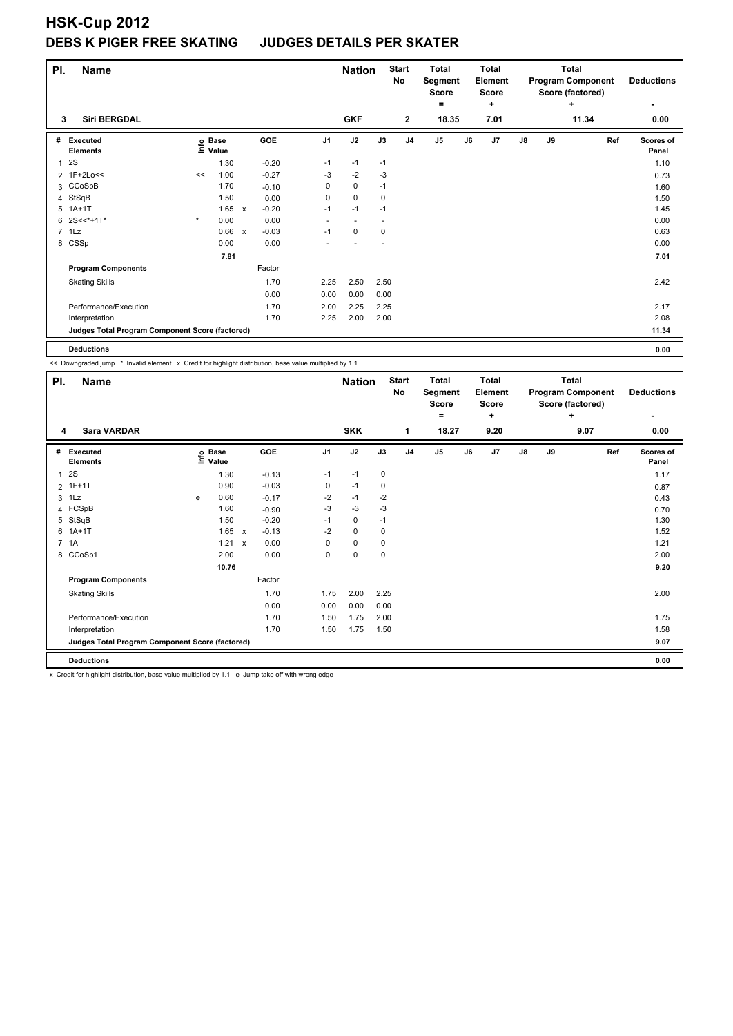# HSK-Cup 2012

## DEBS K PIGER FREE SKATING JUDGES DETAILS PER SKATER

| Pl. | Name | Nation | Start No | Total Segment Score = | Total Element Score + | Total Program Component Score (factored) + | Deductions - |
|---|---|---|---|---|---|---|---|
| 3 | Siri BERGDAL | GKF | 2 | 18.35 | 7.01 | 11.34 | 0.00 |

| # | Executed Elements | Info | Base Value | | GOE | J1 | J2 | J3 | J4 | J5 | J6 | J7 | J8 | J9 | Ref | Scores of Panel |
|---|---|---|---|---|---|---|---|---|---|---|---|---|---|---|---|---|
| 1 | 2S | | 1.30 | | -0.20 | -1 | -1 | -1 | | | | | | | | 1.10 |
| 2 | 1F+2Lo<< | << | 1.00 | | -0.27 | -3 | -2 | -3 | | | | | | | | 0.73 |
| 3 | CCoSpB | | 1.70 | | -0.10 | 0 | 0 | -1 | | | | | | | | 1.60 |
| 4 | StSqB | | 1.50 | | 0.00 | 0 | 0 | 0 | | | | | | | | 1.50 |
| 5 | 1A+1T | | 1.65 | x | -0.20 | -1 | -1 | -1 | | | | | | | | 1.45 |
| 6 | 2S<<*+1T* | * | 0.00 | | 0.00 | - | - | - | | | | | | | | 0.00 |
| 7 | 1Lz | | 0.66 | x | -0.03 | -1 | 0 | 0 | | | | | | | | 0.63 |
| 8 | CSSp | | 0.00 | | 0.00 | - | - | - | | | | | | | | 0.00 |
| | | | 7.81 | | | | | | | | | | | | | 7.01 |
| | **Program Components** | | | | Factor | | | | | | | | | | | |
| | Skating Skills | | | | 1.70 | 2.25 | 2.50 | 2.50 | | | | | | | | 2.42 |
| | | | | | 0.00 | 0.00 | 0.00 | 0.00 | | | | | | | | |
| | Performance/Execution | | | | 1.70 | 2.00 | 2.25 | 2.25 | | | | | | | | 2.17 |
| | Interpretation | | | | 1.70 | 2.25 | 2.00 | 2.00 | | | | | | | | 2.08 |
| | **Judges Total Program Component Score (factored)** | | | | | | | | | | | | | | | 11.34 |
| | **Deductions** | | | | | | | | | | | | | | | 0.00 |

<< Downgraded jump * Invalid element x Credit for highlight distribution, base value multiplied by 1.1

| Pl. | Name | Nation | Start No | Total Segment Score = | Total Element Score + | Total Program Component Score (factored) + | Deductions - |
|---|---|---|---|---|---|---|---|
| 4 | Sara VARDAR | SKK | 1 | 18.27 | 9.20 | 9.07 | 0.00 |

| # | Executed Elements | Info | Base Value | | GOE | J1 | J2 | J3 | J4 | J5 | J6 | J7 | J8 | J9 | Ref | Scores of Panel |
|---|---|---|---|---|---|---|---|---|---|---|---|---|---|---|---|---|
| 1 | 2S | | 1.30 | | -0.13 | -1 | -1 | 0 | | | | | | | | 1.17 |
| 2 | 1F+1T | | 0.90 | | -0.03 | 0 | -1 | 0 | | | | | | | | 0.87 |
| 3 | 1Lz | e | 0.60 | | -0.17 | -2 | -1 | -2 | | | | | | | | 0.43 |
| 4 | FCSpB | | 1.60 | | -0.90 | -3 | -3 | -3 | | | | | | | | 0.70 |
| 5 | StSqB | | 1.50 | | -0.20 | -1 | 0 | -1 | | | | | | | | 1.30 |
| 6 | 1A+1T | | 1.65 | x | -0.13 | -2 | 0 | 0 | | | | | | | | 1.52 |
| 7 | 1A | | 1.21 | x | 0.00 | 0 | 0 | 0 | | | | | | | | 1.21 |
| 8 | CCoSp1 | | 2.00 | | 0.00 | 0 | 0 | 0 | | | | | | | | 2.00 |
| | | | 10.76 | | | | | | | | | | | | | 9.20 |
| | **Program Components** | | | | Factor | | | | | | | | | | | |
| | Skating Skills | | | | 1.70 | 1.75 | 2.00 | 2.25 | | | | | | | | 2.00 |
| | | | | | 0.00 | 0.00 | 0.00 | 0.00 | | | | | | | | |
| | Performance/Execution | | | | 1.70 | 1.50 | 1.75 | 2.00 | | | | | | | | 1.75 |
| | Interpretation | | | | 1.70 | 1.50 | 1.75 | 1.50 | | | | | | | | 1.58 |
| | **Judges Total Program Component Score (factored)** | | | | | | | | | | | | | | | 9.07 |
| | **Deductions** | | | | | | | | | | | | | | | 0.00 |

x Credit for highlight distribution, base value multiplied by 1.1 e Jump take off with wrong edge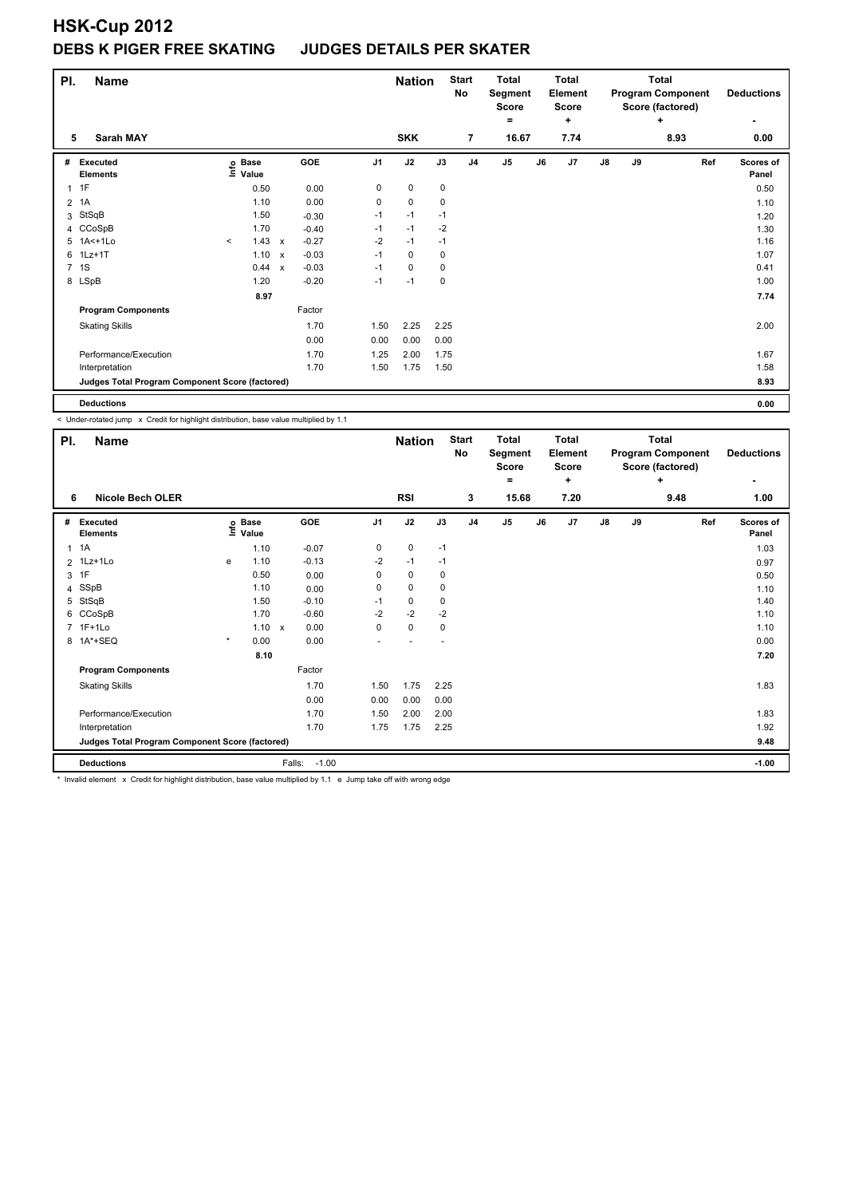# HSK-Cup 2012

## DEBS K PIGER FREE SKATING JUDGES DETAILS PER SKATER

| Pl. | Name | Nation | Start No | Total Segment Score = | Total Element Score + | Total Program Component Score (factored) + | Deductions - |
|---|---|---|---|---|---|---|---|
| 5 | Sarah MAY | SKK | 7 | 16.67 | 7.74 | 8.93 | 0.00 |

| # | Executed Elements | Info | Base Value | | GOE | J1 | J2 | J3 | J4 | J5 | J6 | J7 | J8 | J9 | Ref | Scores of Panel |
|---|---|---|---|---|---|---|---|---|---|---|---|---|---|---|---|---|
| 1 | 1F | | 0.50 | | 0.00 | 0 | 0 | 0 | | | | | | | | 0.50 |
| 2 | 1A | | 1.10 | | 0.00 | 0 | 0 | 0 | | | | | | | | 1.10 |
| 3 | StSqB | | 1.50 | | -0.30 | -1 | -1 | -1 | | | | | | | | 1.20 |
| 4 | CCoSpB | | 1.70 | | -0.40 | -1 | -1 | -2 | | | | | | | | 1.30 |
| 5 | 1A<+1Lo | < | 1.43 | x | -0.27 | -2 | -1 | -1 | | | | | | | | 1.16 |
| 6 | 1Lz+1T | | 1.10 | x | -0.03 | -1 | 0 | 0 | | | | | | | | 1.07 |
| 7 | 1S | | 0.44 | x | -0.03 | -1 | 0 | 0 | | | | | | | | 0.41 |
| 8 | LSpB | | 1.20 | | -0.20 | -1 | -1 | 0 | | | | | | | | 1.00 |
| | | | 8.97 | | | | | | | | | | | | | 7.74 |
| | **Program Components** | | | | Factor | | | | | | | | | | | |
| | Skating Skills | | | | 1.70 | 1.50 | 2.25 | 2.25 | | | | | | | | 2.00 |
| | | | | | 0.00 | 0.00 | 0.00 | 0.00 | | | | | | | | |
| | Performance/Execution | | | | 1.70 | 1.25 | 2.00 | 1.75 | | | | | | | | 1.67 |
| | Interpretation | | | | 1.70 | 1.50 | 1.75 | 1.50 | | | | | | | | 1.58 |
| | **Judges Total Program Component Score (factored)** | | | | | | | | | | | | | | | 8.93 |
| | **Deductions** | | | | | | | | | | | | | | | 0.00 |

< Under-rotated jump x Credit for highlight distribution, base value multiplied by 1.1

| Pl. | Name | Nation | Start No | Total Segment Score = | Total Element Score + | Total Program Component Score (factored) + | Deductions - |
|---|---|---|---|---|---|---|---|
| 6 | Nicole Bech OLER | RSI | 3 | 15.68 | 7.20 | 9.48 | 1.00 |

| # | Executed Elements | Info | Base Value | | GOE | J1 | J2 | J3 | J4 | J5 | J6 | J7 | J8 | J9 | Ref | Scores of Panel |
|---|---|---|---|---|---|---|---|---|---|---|---|---|---|---|---|---|
| 1 | 1A | | 1.10 | | -0.07 | 0 | 0 | -1 | | | | | | | | 1.03 |
| 2 | 1Lz+1Lo | e | 1.10 | | -0.13 | -2 | -1 | -1 | | | | | | | | 0.97 |
| 3 | 1F | | 0.50 | | 0.00 | 0 | 0 | 0 | | | | | | | | 0.50 |
| 4 | SSpB | | 1.10 | | 0.00 | 0 | 0 | 0 | | | | | | | | 1.10 |
| 5 | StSqB | | 1.50 | | -0.10 | -1 | 0 | 0 | | | | | | | | 1.40 |
| 6 | CCoSpB | | 1.70 | | -0.60 | -2 | -2 | -2 | | | | | | | | 1.10 |
| 7 | 1F+1Lo | | 1.10 | x | 0.00 | 0 | 0 | 0 | | | | | | | | 1.10 |
| 8 | 1A*+SEQ | * | 0.00 | | 0.00 | - | - | - | | | | | | | | 0.00 |
| | | | 8.10 | | | | | | | | | | | | | 7.20 |
| | **Program Components** | | | | Factor | | | | | | | | | | | |
| | Skating Skills | | | | 1.70 | 1.50 | 1.75 | 2.25 | | | | | | | | 1.83 |
| | | | | | 0.00 | 0.00 | 0.00 | 0.00 | | | | | | | | |
| | Performance/Execution | | | | 1.70 | 1.50 | 2.00 | 2.00 | | | | | | | | 1.83 |
| | Interpretation | | | | 1.70 | 1.75 | 1.75 | 2.25 | | | | | | | | 1.92 |
| | **Judges Total Program Component Score (factored)** | | | | | | | | | | | | | | | 9.48 |
| | **Deductions** | | | | Falls: -1.00 | | | | | | | | | | | -1.00 |

* Invalid element x Credit for highlight distribution, base value multiplied by 1.1 e Jump take off with wrong edge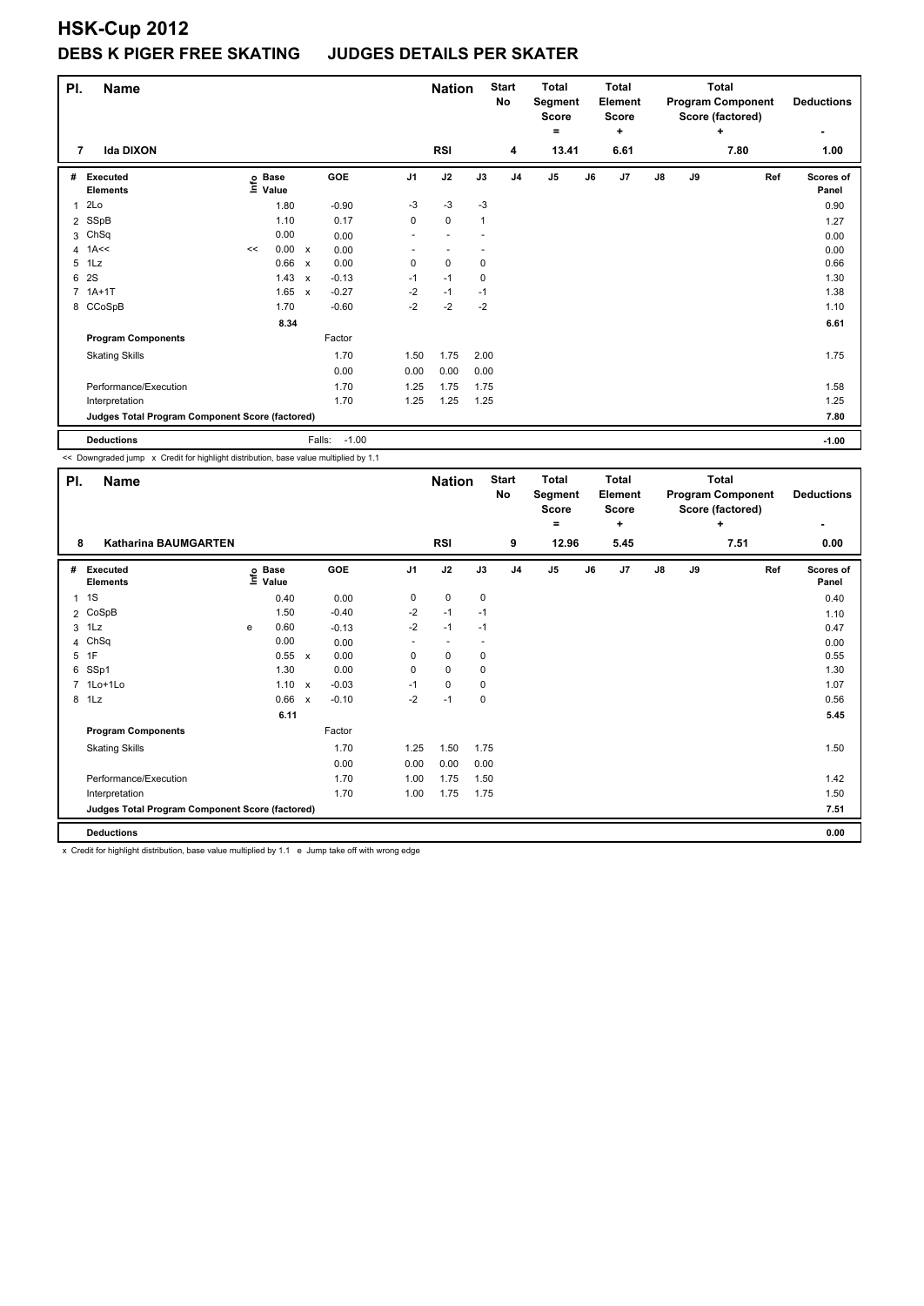# HSK-Cup 2012

## DEBS K PIGER FREE SKATING JUDGES DETAILS PER SKATER

| Pl. | Name | Nation | Start No | Total Segment Score = | Total Element Score + | Total Program Component Score (factored) + | Deductions - |
|---|---|---|---|---|---|---|---|
| 7 | Ida DIXON | RSI | 4 | 13.41 | 6.61 | 7.80 | 1.00 |

| # | Executed Elements | Info | Base Value | | GOE | J1 | J2 | J3 | J4 | J5 | J6 | J7 | J8 | J9 | Ref | Scores of Panel |
|---|---|---|---|---|---|---|---|---|---|---|---|---|---|---|---|---|
| 1 | 2Lo | | 1.80 | | -0.90 | -3 | -3 | -3 | | | | | | | | 0.90 |
| 2 | SSpB | | 1.10 | | 0.17 | 0 | 0 | 1 | | | | | | | | 1.27 |
| 3 | ChSq | | 0.00 | | 0.00 | - | - | - | | | | | | | | 0.00 |
| 4 | 1A<< | << | 0.00 | x | 0.00 | - | - | - | | | | | | | | 0.00 |
| 5 | 1Lz | | 0.66 | x | 0.00 | 0 | 0 | 0 | | | | | | | | 0.66 |
| 6 | 2S | | 1.43 | x | -0.13 | -1 | -1 | 0 | | | | | | | | 1.30 |
| 7 | 1A+1T | | 1.65 | x | -0.27 | -2 | -1 | -1 | | | | | | | | 1.38 |
| 8 | CCoSpB | | 1.70 | | -0.60 | -2 | -2 | -2 | | | | | | | | 1.10 |
| | | | 8.34 | | | | | | | | | | | | | 6.61 |
| | **Program Components** | | | | Factor | | | | | | | | | | | |
| | Skating Skills | | | | 1.70 | 1.50 | 1.75 | 2.00 | | | | | | | | 1.75 |
| | | | | | 0.00 | 0.00 | 0.00 | 0.00 | | | | | | | | |
| | Performance/Execution | | | | 1.70 | 1.25 | 1.75 | 1.75 | | | | | | | | 1.58 |
| | Interpretation | | | | 1.70 | 1.25 | 1.25 | 1.25 | | | | | | | | 1.25 |
| | **Judges Total Program Component Score (factored)** | | | | | | | | | | | | | | | 7.80 |
| | **Deductions** | | | | Falls: -1.00 | | | | | | | | | | | -1.00 |

<< Downgraded jump x Credit for highlight distribution, base value multiplied by 1.1

| Pl. | Name | Nation | Start No | Total Segment Score = | Total Element Score + | Total Program Component Score (factored) + | Deductions - |
|---|---|---|---|---|---|---|---|
| 8 | Katharina BAUMGARTEN | RSI | 9 | 12.96 | 5.45 | 7.51 | 0.00 |

| # | Executed Elements | Info | Base Value | | GOE | J1 | J2 | J3 | J4 | J5 | J6 | J7 | J8 | J9 | Ref | Scores of Panel |
|---|---|---|---|---|---|---|---|---|---|---|---|---|---|---|---|---|
| 1 | 1S | | 0.40 | | 0.00 | 0 | 0 | 0 | | | | | | | | 0.40 |
| 2 | CoSpB | | 1.50 | | -0.40 | -2 | -1 | -1 | | | | | | | | 1.10 |
| 3 | 1Lz | e | 0.60 | | -0.13 | -2 | -1 | -1 | | | | | | | | 0.47 |
| 4 | ChSq | | 0.00 | | 0.00 | - | - | - | | | | | | | | 0.00 |
| 5 | 1F | | 0.55 | x | 0.00 | 0 | 0 | 0 | | | | | | | | 0.55 |
| 6 | SSp1 | | 1.30 | | 0.00 | 0 | 0 | 0 | | | | | | | | 1.30 |
| 7 | 1Lo+1Lo | | 1.10 | x | -0.03 | -1 | 0 | 0 | | | | | | | | 1.07 |
| 8 | 1Lz | | 0.66 | x | -0.10 | -2 | -1 | 0 | | | | | | | | 0.56 |
| | | | 6.11 | | | | | | | | | | | | | 5.45 |
| | **Program Components** | | | | Factor | | | | | | | | | | | |
| | Skating Skills | | | | 1.70 | 1.25 | 1.50 | 1.75 | | | | | | | | 1.50 |
| | | | | | 0.00 | 0.00 | 0.00 | 0.00 | | | | | | | | |
| | Performance/Execution | | | | 1.70 | 1.00 | 1.75 | 1.50 | | | | | | | | 1.42 |
| | Interpretation | | | | 1.70 | 1.00 | 1.75 | 1.75 | | | | | | | | 1.50 |
| | **Judges Total Program Component Score (factored)** | | | | | | | | | | | | | | | 7.51 |
| | **Deductions** | | | | | | | | | | | | | | | 0.00 |

x Credit for highlight distribution, base value multiplied by 1.1 e Jump take off with wrong edge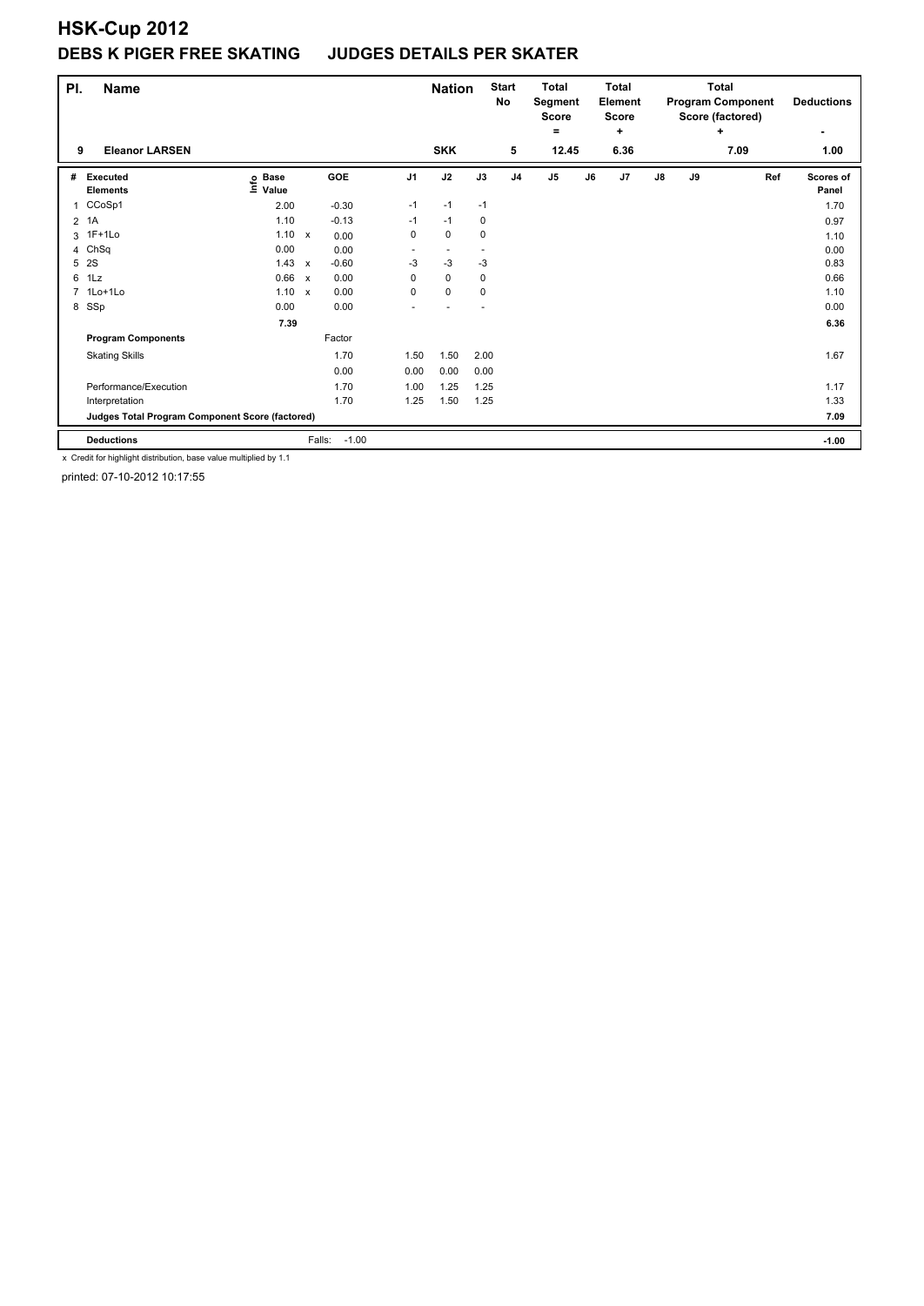# HSK-Cup 2012

## DEBS K PIGER FREE SKATING JUDGES DETAILS PER SKATER

| Pl. | Name | Nation | Start No | Total Segment Score = | Total Element Score + | Total Program Component Score (factored) + | Deductions - |
|---|---|---|---|---|---|---|---|
| 9 | Eleanor LARSEN | SKK | 5 | 12.45 | 6.36 | 7.09 | 1.00 |

| # | Executed Elements | Info | Base Value | | GOE | J1 | J2 | J3 | J4 | J5 | J6 | J7 | J8 | J9 | Ref | Scores of Panel |
|---|---|---|---|---|---|---|---|---|---|---|---|---|---|---|---|---|
| 1 | CCoSp1 | | 2.00 | | -0.30 | -1 | -1 | -1 | | | | | | | | 1.70 |
| 2 | 1A | | 1.10 | | -0.13 | -1 | -1 | 0 | | | | | | | | 0.97 |
| 3 | 1F+1Lo | | 1.10 | x | 0.00 | 0 | 0 | 0 | | | | | | | | 1.10 |
| 4 | ChSq | | 0.00 | | 0.00 | - | - | - | | | | | | | | 0.00 |
| 5 | 2S | | 1.43 | x | -0.60 | -3 | -3 | -3 | | | | | | | | 0.83 |
| 6 | 1Lz | | 0.66 | x | 0.00 | 0 | 0 | 0 | | | | | | | | 0.66 |
| 7 | 1Lo+1Lo | | 1.10 | x | 0.00 | 0 | 0 | 0 | | | | | | | | 1.10 |
| 8 | SSp | | 0.00 | | 0.00 | - | - | - | | | | | | | | 0.00 |
| | | | 7.39 | | | | | | | | | | | | | 6.36 |
| | **Program Components** | | | | Factor | | | | | | | | | | | |
| | Skating Skills | | | | 1.70 | 1.50 | 1.50 | 2.00 | | | | | | | | 1.67 |
| | | | | | 0.00 | 0.00 | 0.00 | 0.00 | | | | | | | | |
| | Performance/Execution | | | | 1.70 | 1.00 | 1.25 | 1.25 | | | | | | | | 1.17 |
| | Interpretation | | | | 1.70 | 1.25 | 1.50 | 1.25 | | | | | | | | 1.33 |
| | **Judges Total Program Component Score (factored)** | | | | | | | | | | | | | | | 7.09 |
| | **Deductions** | | | | Falls: -1.00 | | | | | | | | | | | -1.00 |

x Credit for highlight distribution, base value multiplied by 1.1

printed: 07-10-2012 10:17:55